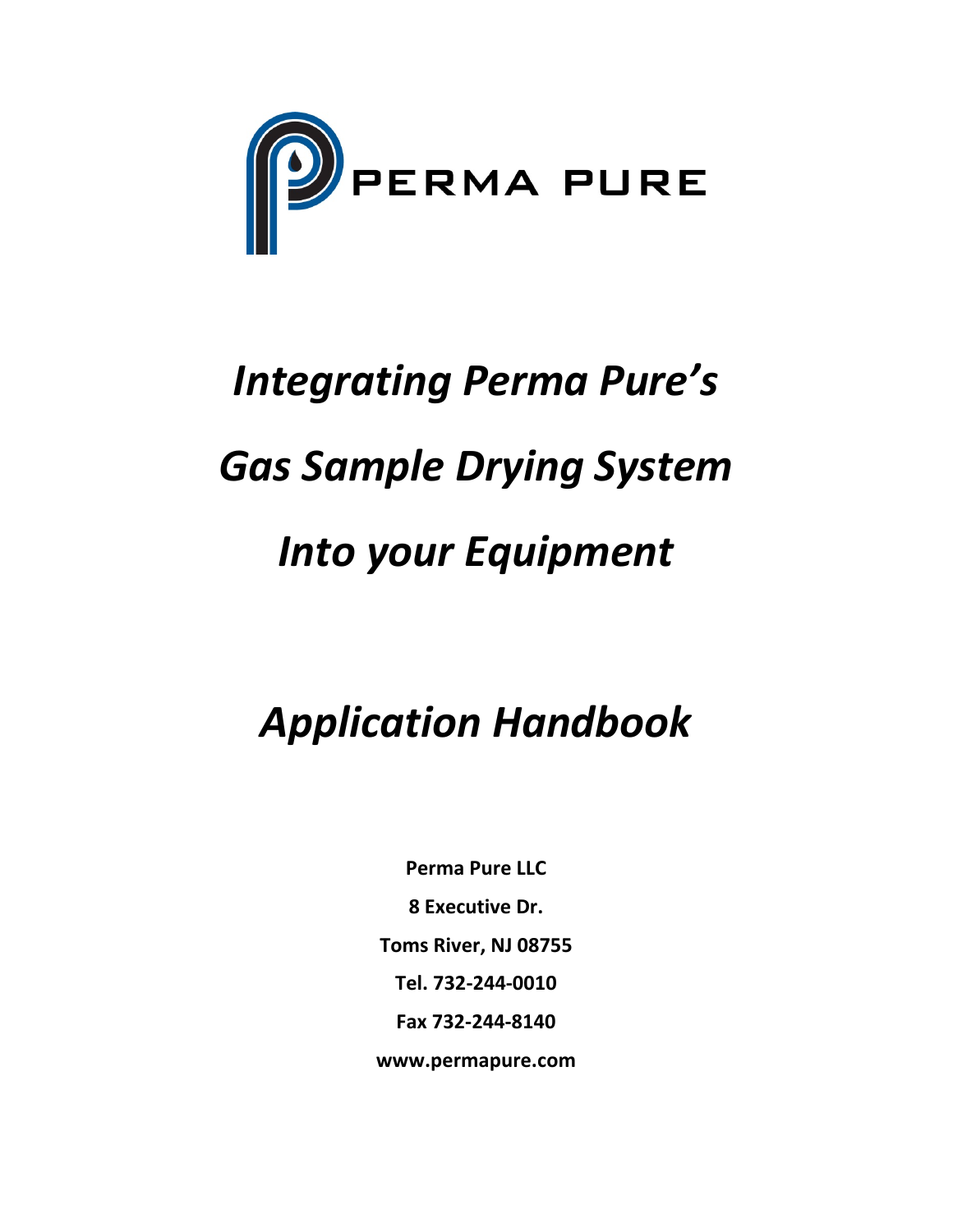PERMA PURE

# *Integrating Perma Pure's Gas Sample Drying System Into your Equipment*

# *Application Handbook*

**Perma Pure LLC**

**8 Executive Dr.**

**Toms River, NJ 08755**

**Tel. 732-244-0010**

**Fax 732-244-8140**

**www.permapure.com**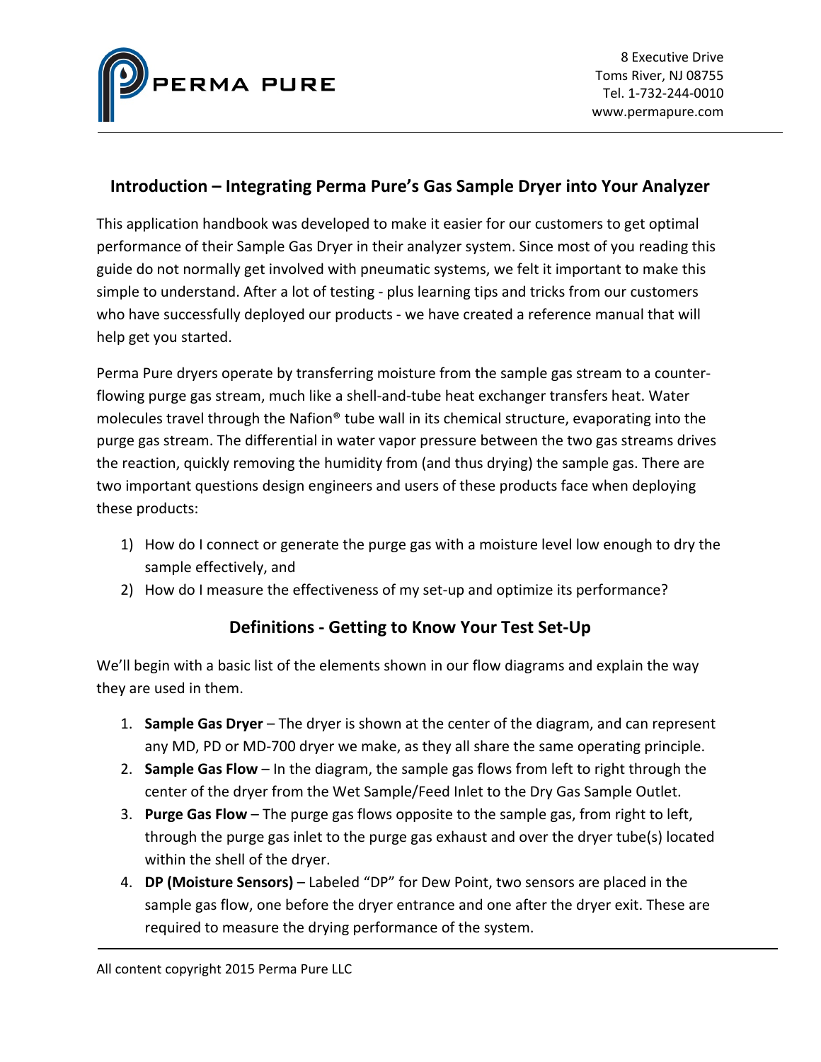## Introduction – Integrating Perma Pure's Gas Sample Dryer into Your Analyzer

This application handbook was developed to make it easier for our customers to get optimal performance of their Sample Gas Dryer in their analyzer system. Since most of you reading this guide do not normally get involved with pneumatic systems, we felt it important to make this simple to understand. After a lot of testing - plus learning tips and tricks from our customers who have successfully deployed our products - we have created a reference manual that will help get you started.

Perma Pure dryers operate by transferring moisture from the sample gas stream to a counter-flowing purge gas stream, much like a shell-and-tube heat exchanger transfers heat. Water molecules travel through the Nafion® tube wall in its chemical structure, evaporating into the purge gas stream. The differential in water vapor pressure between the two gas streams drives the reaction, quickly removing the humidity from (and thus drying) the sample gas. There are two important questions design engineers and users of these products face when deploying these products:

1) How do I connect or generate the purge gas with a moisture level low enough to dry the sample effectively, and
2) How do I measure the effectiveness of my set-up and optimize its performance?

## Definitions - Getting to Know Your Test Set-Up

We'll begin with a basic list of the elements shown in our flow diagrams and explain the way they are used in them.

1. **Sample Gas Dryer** – The dryer is shown at the center of the diagram, and can represent any MD, PD or MD-700 dryer we make, as they all share the same operating principle.
2. **Sample Gas Flow** – In the diagram, the sample gas flows from left to right through the center of the dryer from the Wet Sample/Feed Inlet to the Dry Gas Sample Outlet.
3. **Purge Gas Flow** – The purge gas flows opposite to the sample gas, from right to left, through the purge gas inlet to the purge gas exhaust and over the dryer tube(s) located within the shell of the dryer.
4. **DP (Moisture Sensors)** – Labeled "DP" for Dew Point, two sensors are placed in the sample gas flow, one before the dryer entrance and one after the dryer exit. These are required to measure the drying performance of the system.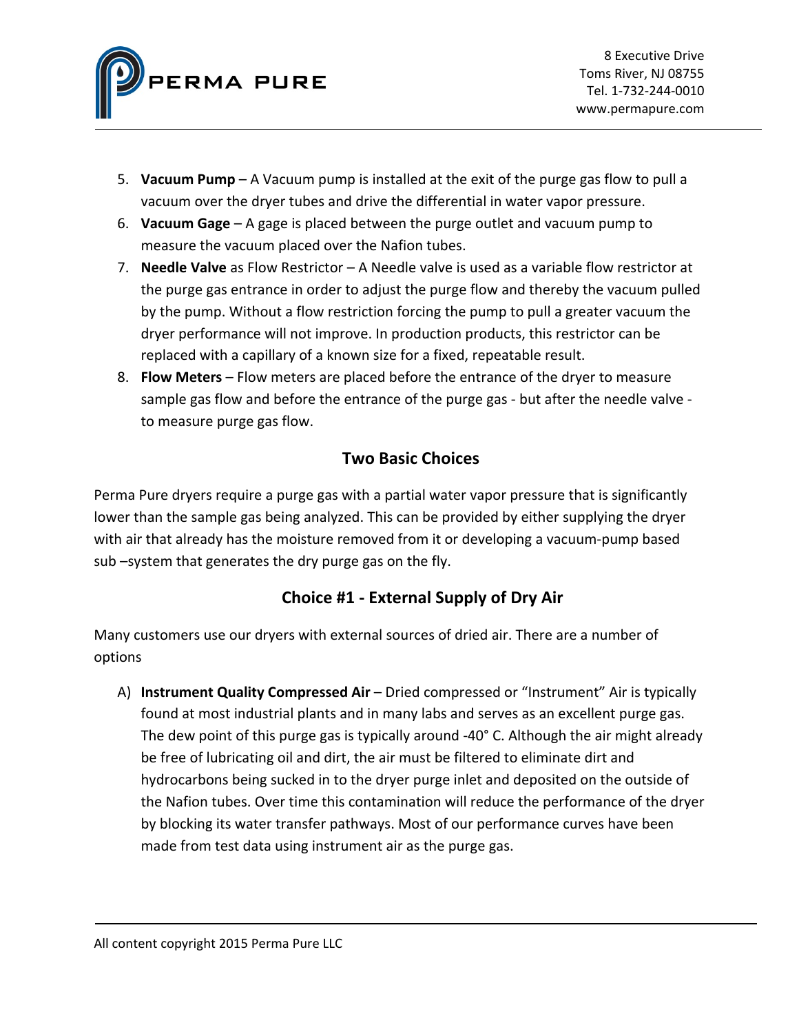5. **Vacuum Pump** – A Vacuum pump is installed at the exit of the purge gas flow to pull a vacuum over the dryer tubes and drive the differential in water vapor pressure.
6. **Vacuum Gage** – A gage is placed between the purge outlet and vacuum pump to measure the vacuum placed over the Nafion tubes.
7. **Needle Valve** as Flow Restrictor – A Needle valve is used as a variable flow restrictor at the purge gas entrance in order to adjust the purge flow and thereby the vacuum pulled by the pump. Without a flow restriction forcing the pump to pull a greater vacuum the dryer performance will not improve. In production products, this restrictor can be replaced with a capillary of a known size for a fixed, repeatable result.
8. **Flow Meters** – Flow meters are placed before the entrance of the dryer to measure sample gas flow and before the entrance of the purge gas - but after the needle valve - to measure purge gas flow.

## Two Basic Choices

Perma Pure dryers require a purge gas with a partial water vapor pressure that is significantly lower than the sample gas being analyzed. This can be provided by either supplying the dryer with air that already has the moisture removed from it or developing a vacuum-pump based sub –system that generates the dry purge gas on the fly.

## Choice #1 - External Supply of Dry Air

Many customers use our dryers with external sources of dried air. There are a number of options

A) **Instrument Quality Compressed Air** – Dried compressed or “Instrument” Air is typically found at most industrial plants and in many labs and serves as an excellent purge gas. The dew point of this purge gas is typically around -40° C. Although the air might already be free of lubricating oil and dirt, the air must be filtered to eliminate dirt and hydrocarbons being sucked in to the dryer purge inlet and deposited on the outside of the Nafion tubes. Over time this contamination will reduce the performance of the dryer by blocking its water transfer pathways. Most of our performance curves have been made from test data using instrument air as the purge gas.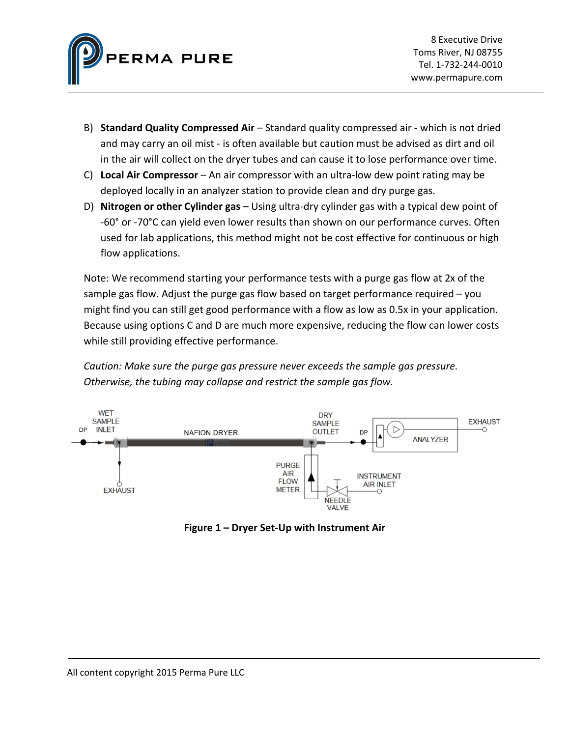B) **Standard Quality Compressed Air** – Standard quality compressed air - which is not dried and may carry an oil mist - is often available but caution must be advised as dirt and oil in the air will collect on the dryer tubes and can cause it to lose performance over time.

C) **Local Air Compressor** – An air compressor with an ultra-low dew point rating may be deployed locally in an analyzer station to provide clean and dry purge gas.

D) **Nitrogen or other Cylinder gas** – Using ultra-dry cylinder gas with a typical dew point of -60° or -70°C can yield even lower results than shown on our performance curves. Often used for lab applications, this method might not be cost effective for continuous or high flow applications.

Note: We recommend starting your performance tests with a purge gas flow at 2x of the sample gas flow. Adjust the purge gas flow based on target performance required – you might find you can still get good performance with a flow as low as 0.5x in your application. Because using options C and D are much more expensive, reducing the flow can lower costs while still providing effective performance.

*Caution: Make sure the purge gas pressure never exceeds the sample gas pressure. Otherwise, the tubing may collapse and restrict the sample gas flow.*

**Figure 1 – Dryer Set-Up with Instrument Air**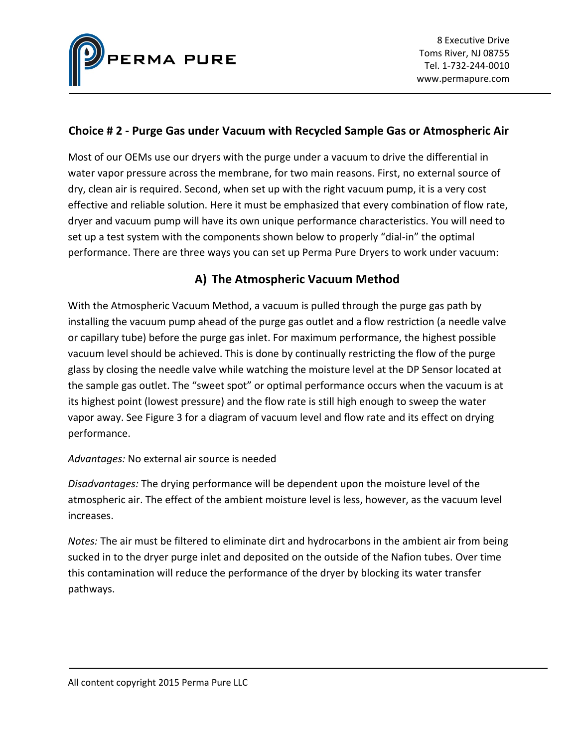## Choice # 2 - Purge Gas under Vacuum with Recycled Sample Gas or Atmospheric Air

Most of our OEMs use our dryers with the purge under a vacuum to drive the differential in water vapor pressure across the membrane, for two main reasons. First, no external source of dry, clean air is required. Second, when set up with the right vacuum pump, it is a very cost effective and reliable solution. Here it must be emphasized that every combination of flow rate, dryer and vacuum pump will have its own unique performance characteristics. You will need to set up a test system with the components shown below to properly "dial-in" the optimal performance. There are three ways you can set up Perma Pure Dryers to work under vacuum:

### A) The Atmospheric Vacuum Method

With the Atmospheric Vacuum Method, a vacuum is pulled through the purge gas path by installing the vacuum pump ahead of the purge gas outlet and a flow restriction (a needle valve or capillary tube) before the purge gas inlet. For maximum performance, the highest possible vacuum level should be achieved. This is done by continually restricting the flow of the purge glass by closing the needle valve while watching the moisture level at the DP Sensor located at the sample gas outlet. The "sweet spot" or optimal performance occurs when the vacuum is at its highest point (lowest pressure) and the flow rate is still high enough to sweep the water vapor away. See Figure 3 for a diagram of vacuum level and flow rate and its effect on drying performance.

*Advantages:* No external air source is needed

*Disadvantages:* The drying performance will be dependent upon the moisture level of the atmospheric air. The effect of the ambient moisture level is less, however, as the vacuum level increases.

*Notes:* The air must be filtered to eliminate dirt and hydrocarbons in the ambient air from being sucked in to the dryer purge inlet and deposited on the outside of the Nafion tubes. Over time this contamination will reduce the performance of the dryer by blocking its water transfer pathways.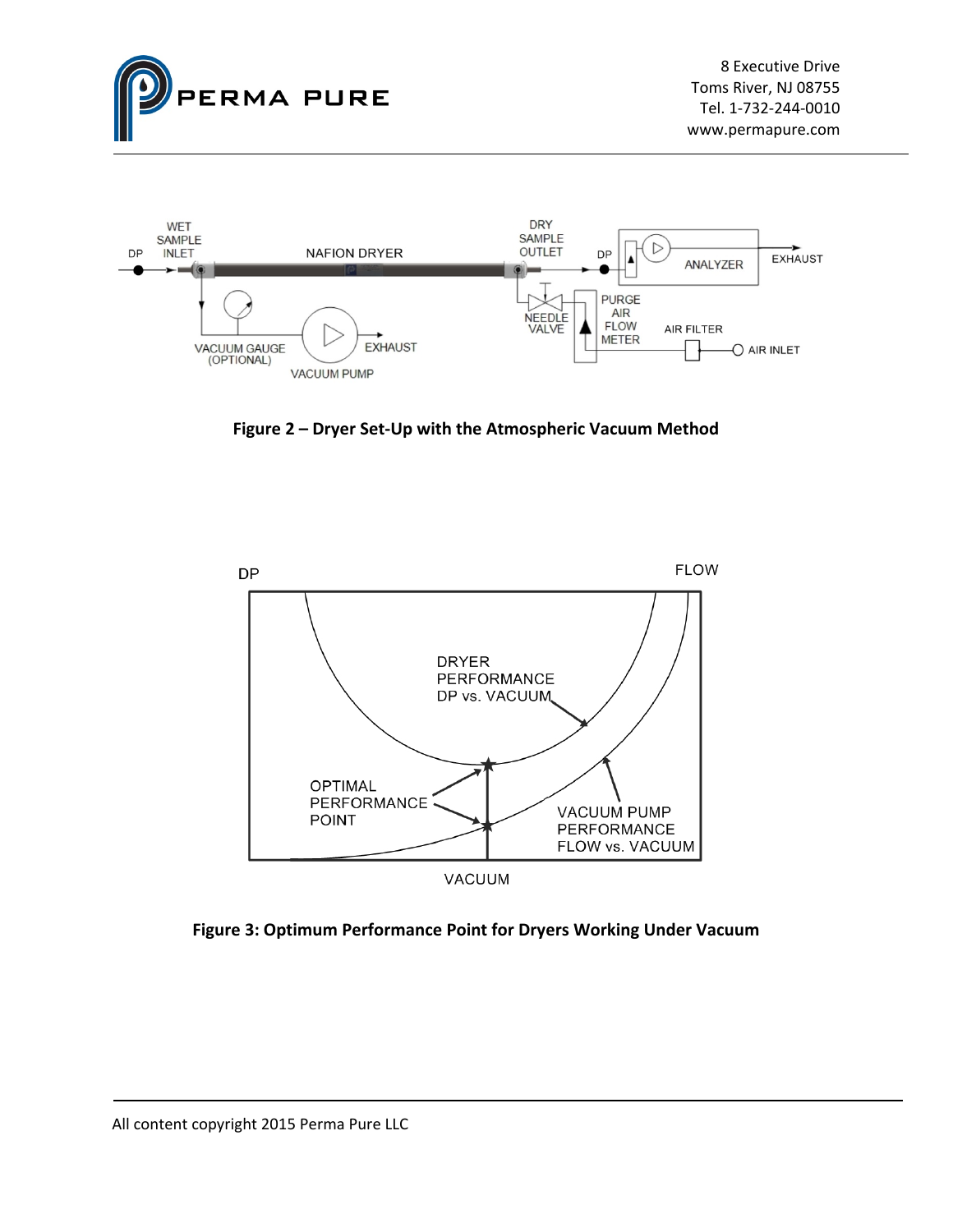**Figure 2 – Dryer Set-Up with the Atmospheric Vacuum Method**

**Figure 3: Optimum Performance Point for Dryers Working Under Vacuum**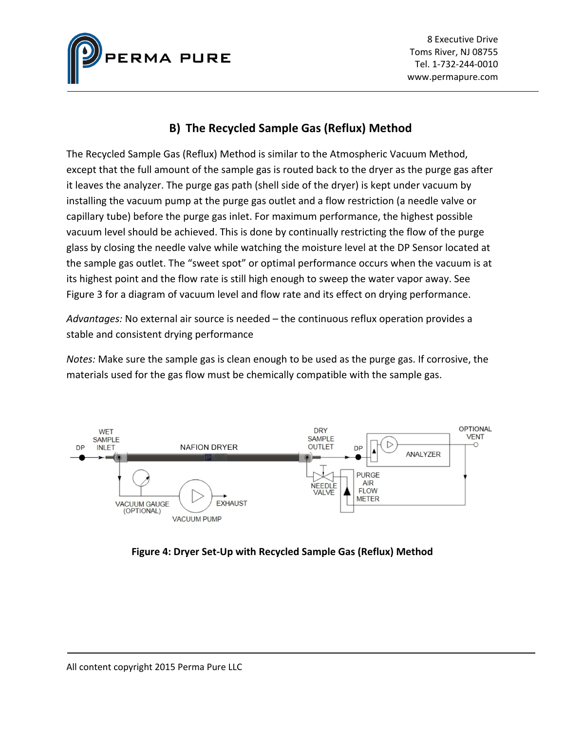## B) The Recycled Sample Gas (Reflux) Method

The Recycled Sample Gas (Reflux) Method is similar to the Atmospheric Vacuum Method, except that the full amount of the sample gas is routed back to the dryer as the purge gas after it leaves the analyzer. The purge gas path (shell side of the dryer) is kept under vacuum by installing the vacuum pump at the purge gas outlet and a flow restriction (a needle valve or capillary tube) before the purge gas inlet. For maximum performance, the highest possible vacuum level should be achieved. This is done by continually restricting the flow of the purge glass by closing the needle valve while watching the moisture level at the DP Sensor located at the sample gas outlet. The "sweet spot" or optimal performance occurs when the vacuum is at its highest point and the flow rate is still high enough to sweep the water vapor away. See Figure 3 for a diagram of vacuum level and flow rate and its effect on drying performance.

*Advantages:* No external air source is needed – the continuous reflux operation provides a stable and consistent drying performance

*Notes:* Make sure the sample gas is clean enough to be used as the purge gas. If corrosive, the materials used for the gas flow must be chemically compatible with the sample gas.

**Figure 4: Dryer Set-Up with Recycled Sample Gas (Reflux) Method**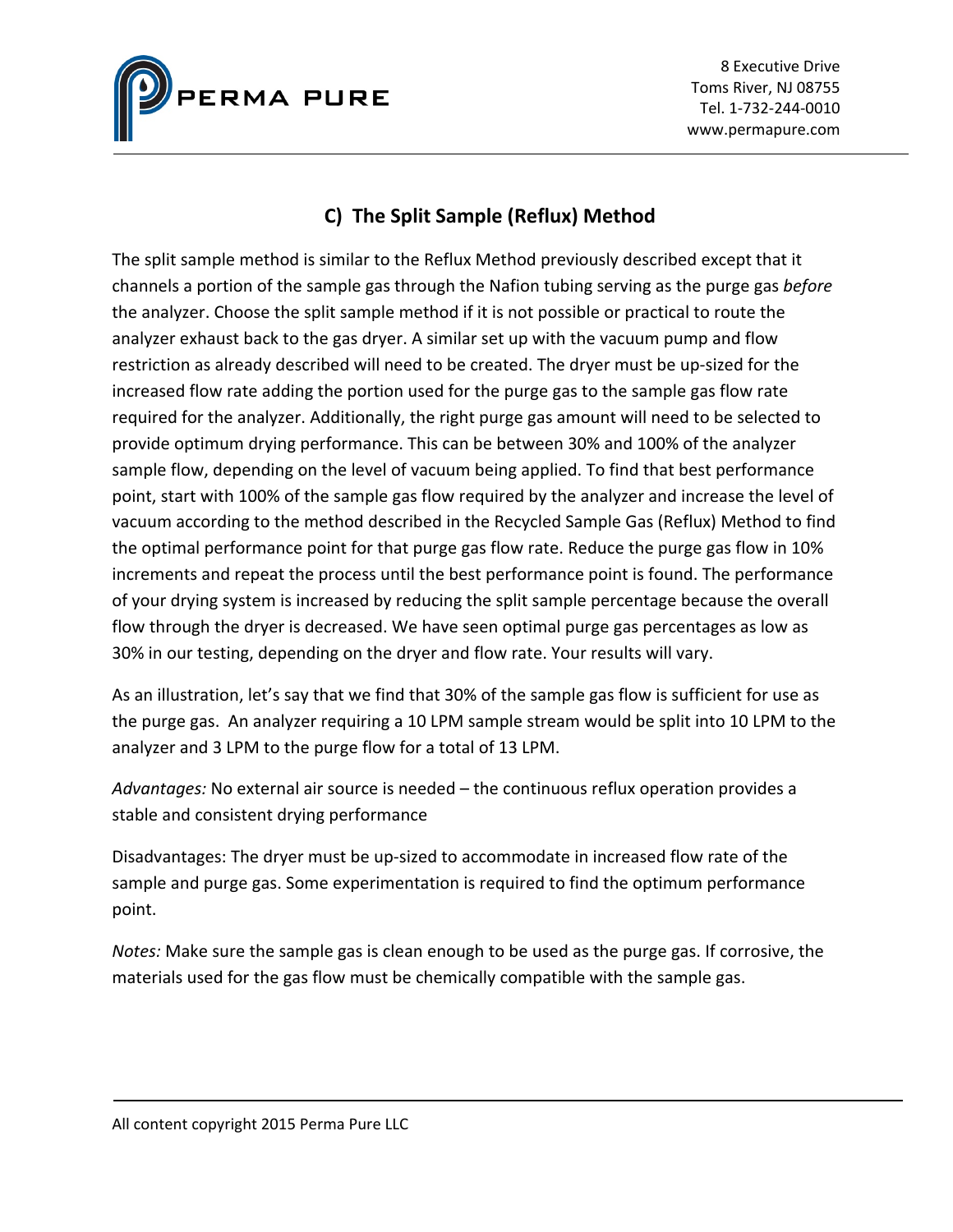## C) The Split Sample (Reflux) Method

The split sample method is similar to the Reflux Method previously described except that it channels a portion of the sample gas through the Nafion tubing serving as the purge gas *before* the analyzer. Choose the split sample method if it is not possible or practical to route the analyzer exhaust back to the gas dryer. A similar set up with the vacuum pump and flow restriction as already described will need to be created. The dryer must be up-sized for the increased flow rate adding the portion used for the purge gas to the sample gas flow rate required for the analyzer. Additionally, the right purge gas amount will need to be selected to provide optimum drying performance. This can be between 30% and 100% of the analyzer sample flow, depending on the level of vacuum being applied. To find that best performance point, start with 100% of the sample gas flow required by the analyzer and increase the level of vacuum according to the method described in the Recycled Sample Gas (Reflux) Method to find the optimal performance point for that purge gas flow rate. Reduce the purge gas flow in 10% increments and repeat the process until the best performance point is found. The performance of your drying system is increased by reducing the split sample percentage because the overall flow through the dryer is decreased. We have seen optimal purge gas percentages as low as 30% in our testing, depending on the dryer and flow rate. Your results will vary.

As an illustration, let's say that we find that 30% of the sample gas flow is sufficient for use as the purge gas. An analyzer requiring a 10 LPM sample stream would be split into 10 LPM to the analyzer and 3 LPM to the purge flow for a total of 13 LPM.

*Advantages:* No external air source is needed – the continuous reflux operation provides a stable and consistent drying performance

Disadvantages: The dryer must be up-sized to accommodate in increased flow rate of the sample and purge gas. Some experimentation is required to find the optimum performance point.

*Notes:* Make sure the sample gas is clean enough to be used as the purge gas. If corrosive, the materials used for the gas flow must be chemically compatible with the sample gas.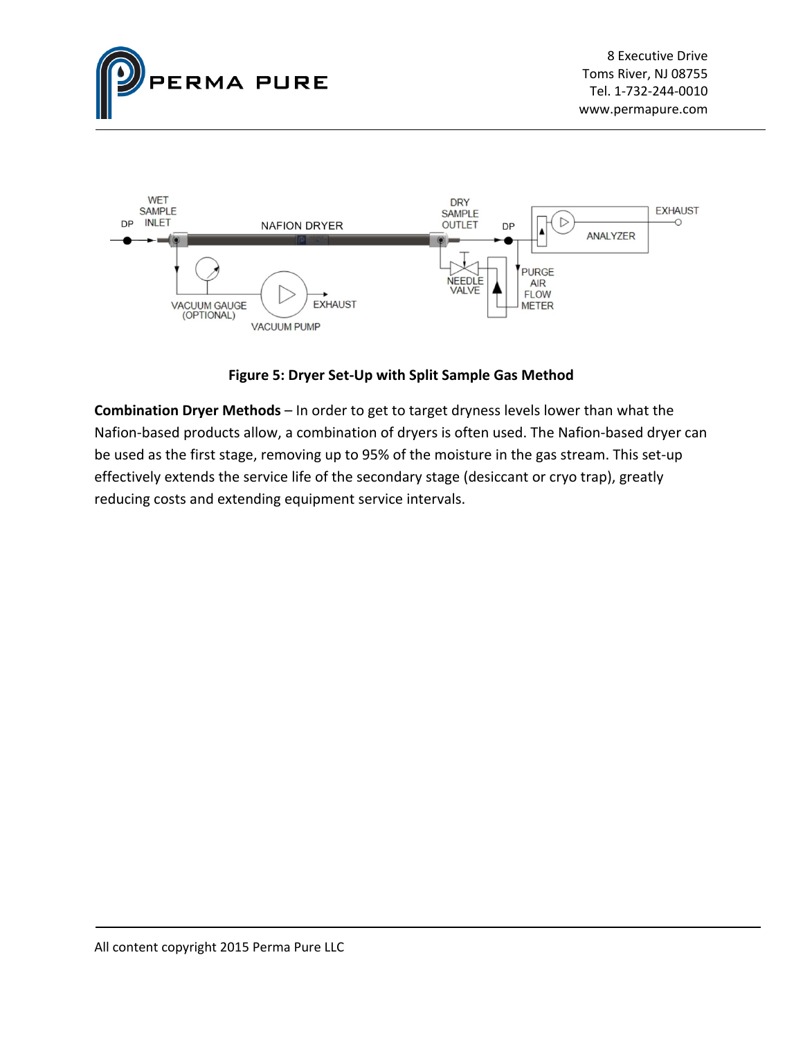WET SAMPLE INLET
DP
NAFION DRYER
DRY SAMPLE OUTLET
DP
EXHAUST
ANALYZER
VACUUM GAUGE (OPTIONAL)
VACUUM PUMP
EXHAUST
NEEDLE VALVE
PURGE AIR FLOW METER

**Figure 5: Dryer Set-Up with Split Sample Gas Method**

**Combination Dryer Methods** – In order to get to target dryness levels lower than what the Nafion-based products allow, a combination of dryers is often used. The Nafion-based dryer can be used as the first stage, removing up to 95% of the moisture in the gas stream. This set-up effectively extends the service life of the secondary stage (desiccant or cryo trap), greatly reducing costs and extending equipment service intervals.